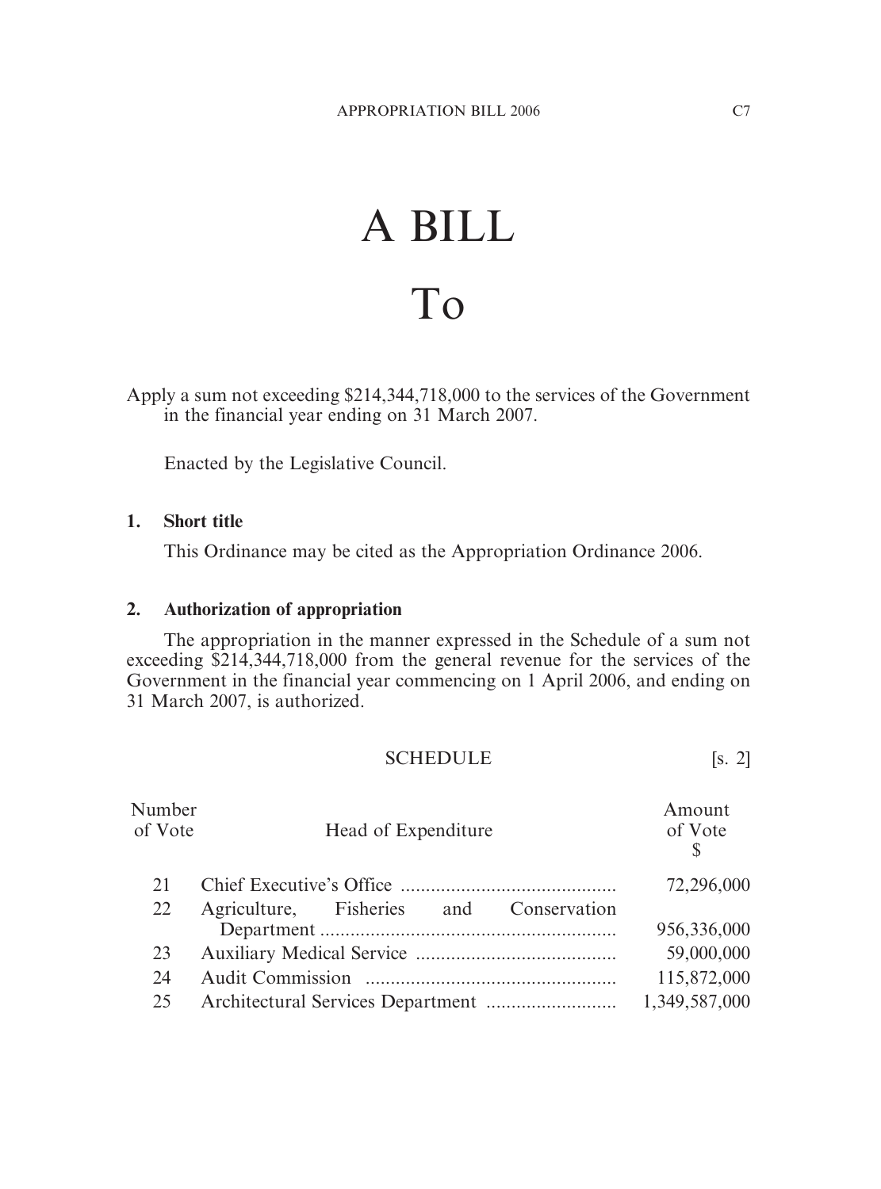# A BILL

# To

Apply a sum not exceeding $214,344,718,000 to the services of the Government in the financial year ending on 31 March 2007.

Enacted by the Legislative Council.

### 1. Short title

This Ordinance may be cited as the Appropriation Ordinance 2006.

### 2. Authorization of appropriation

The appropriation in the manner expressed in the Schedule of a sum not exceeding $214,344,718,000 from the general revenue for the services of the Government in the financial year commencing on 1 April 2006, and ending on 31 March 2007, is authorized.

## SCHEDULE [s. 2]

| Number of Vote | Head of Expenditure | Amount of Vote $ |
|---|---|---|
| 21 | Chief Executive's Office | 72,296,000 |
| 22 | Agriculture, Fisheries and Conservation Department | 956,336,000 |
| 23 | Auxiliary Medical Service | 59,000,000 |
| 24 | Audit Commission | 115,872,000 |
| 25 | Architectural Services Department | 1,349,587,000 |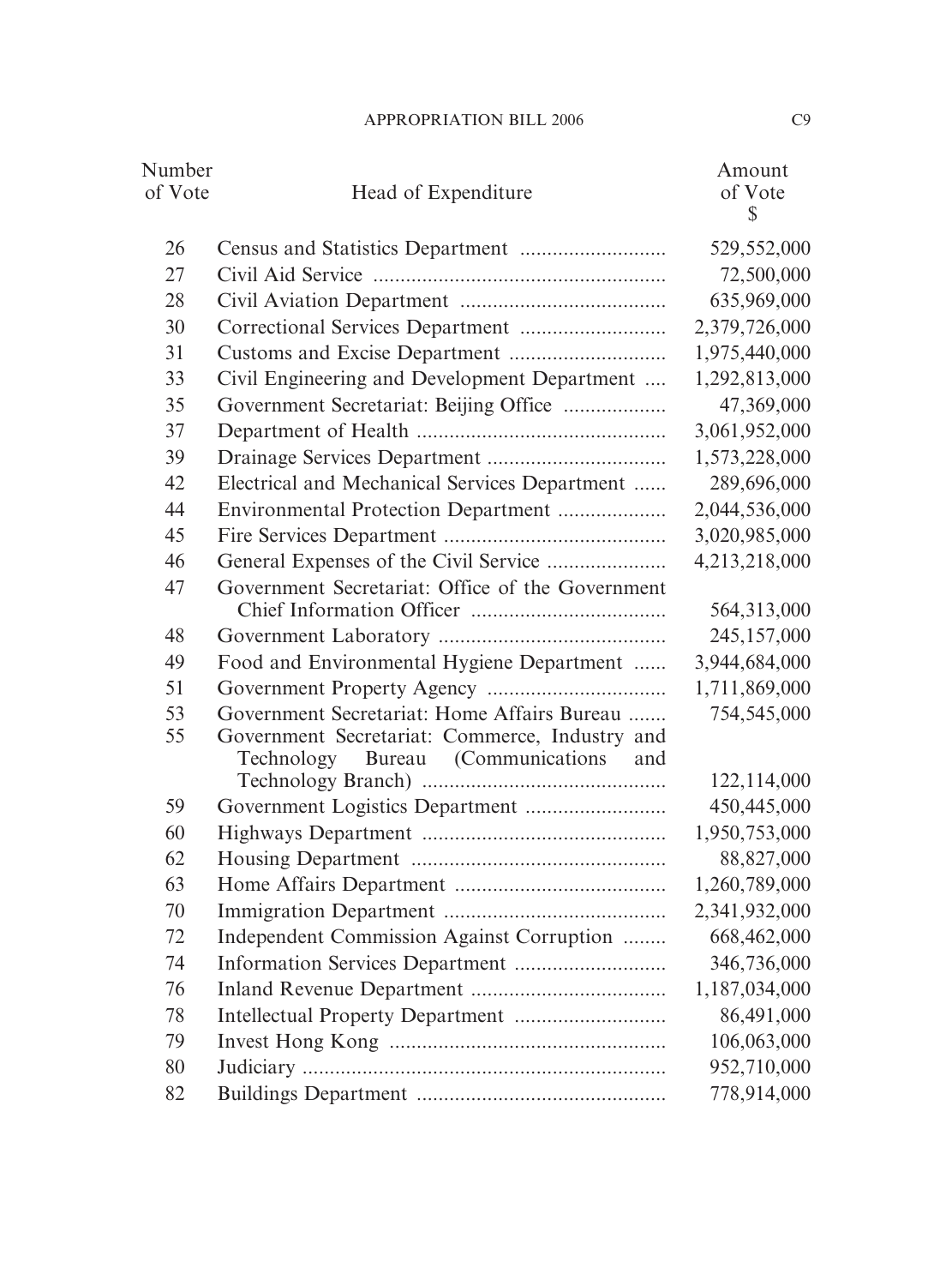| Number of Vote | Head of Expenditure | Amount of Vote $ |
|---|---|---|
| 26 | Census and Statistics Department | 529,552,000 |
| 27 | Civil Aid Service | 72,500,000 |
| 28 | Civil Aviation Department | 635,969,000 |
| 30 | Correctional Services Department | 2,379,726,000 |
| 31 | Customs and Excise Department | 1,975,440,000 |
| 33 | Civil Engineering and Development Department | 1,292,813,000 |
| 35 | Government Secretariat: Beijing Office | 47,369,000 |
| 37 | Department of Health | 3,061,952,000 |
| 39 | Drainage Services Department | 1,573,228,000 |
| 42 | Electrical and Mechanical Services Department | 289,696,000 |
| 44 | Environmental Protection Department | 2,044,536,000 |
| 45 | Fire Services Department | 3,020,985,000 |
| 46 | General Expenses of the Civil Service | 4,213,218,000 |
| 47 | Government Secretariat: Office of the Government Chief Information Officer | 564,313,000 |
| 48 | Government Laboratory | 245,157,000 |
| 49 | Food and Environmental Hygiene Department | 3,944,684,000 |
| 51 | Government Property Agency | 1,711,869,000 |
| 53 | Government Secretariat: Home Affairs Bureau | 754,545,000 |
| 55 | Government Secretariat: Commerce, Industry and Technology Bureau (Communications and Technology Branch) | 122,114,000 |
| 59 | Government Logistics Department | 450,445,000 |
| 60 | Highways Department | 1,950,753,000 |
| 62 | Housing Department | 88,827,000 |
| 63 | Home Affairs Department | 1,260,789,000 |
| 70 | Immigration Department | 2,341,932,000 |
| 72 | Independent Commission Against Corruption | 668,462,000 |
| 74 | Information Services Department | 346,736,000 |
| 76 | Inland Revenue Department | 1,187,034,000 |
| 78 | Intellectual Property Department | 86,491,000 |
| 79 | Invest Hong Kong | 106,063,000 |
| 80 | Judiciary | 952,710,000 |
| 82 | Buildings Department | 778,914,000 |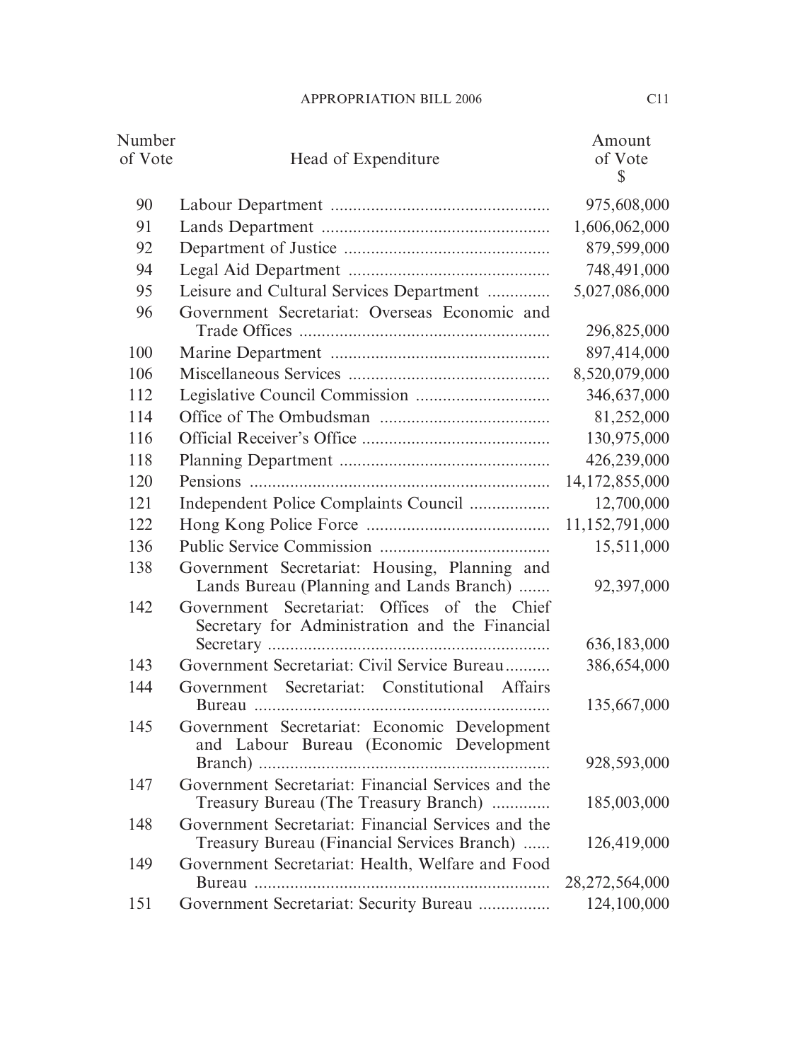| Number of Vote | Head of Expenditure | Amount of Vote $ |
|---|---|---|
| 90 | Labour Department | 975,608,000 |
| 91 | Lands Department | 1,606,062,000 |
| 92 | Department of Justice | 879,599,000 |
| 94 | Legal Aid Department | 748,491,000 |
| 95 | Leisure and Cultural Services Department | 5,027,086,000 |
| 96 | Government Secretariat: Overseas Economic and Trade Offices | 296,825,000 |
| 100 | Marine Department | 897,414,000 |
| 106 | Miscellaneous Services | 8,520,079,000 |
| 112 | Legislative Council Commission | 346,637,000 |
| 114 | Office of The Ombudsman | 81,252,000 |
| 116 | Official Receiver's Office | 130,975,000 |
| 118 | Planning Department | 426,239,000 |
| 120 | Pensions | 14,172,855,000 |
| 121 | Independent Police Complaints Council | 12,700,000 |
| 122 | Hong Kong Police Force | 11,152,791,000 |
| 136 | Public Service Commission | 15,511,000 |
| 138 | Government Secretariat: Housing, Planning and Lands Bureau (Planning and Lands Branch) | 92,397,000 |
| 142 | Government Secretariat: Offices of the Chief Secretary for Administration and the Financial Secretary | 636,183,000 |
| 143 | Government Secretariat: Civil Service Bureau | 386,654,000 |
| 144 | Government Secretariat: Constitutional Affairs Bureau | 135,667,000 |
| 145 | Government Secretariat: Economic Development and Labour Bureau (Economic Development Branch) | 928,593,000 |
| 147 | Government Secretariat: Financial Services and the Treasury Bureau (The Treasury Branch) | 185,003,000 |
| 148 | Government Secretariat: Financial Services and the Treasury Bureau (Financial Services Branch) | 126,419,000 |
| 149 | Government Secretariat: Health, Welfare and Food Bureau | 28,272,564,000 |
| 151 | Government Secretariat: Security Bureau | 124,100,000 |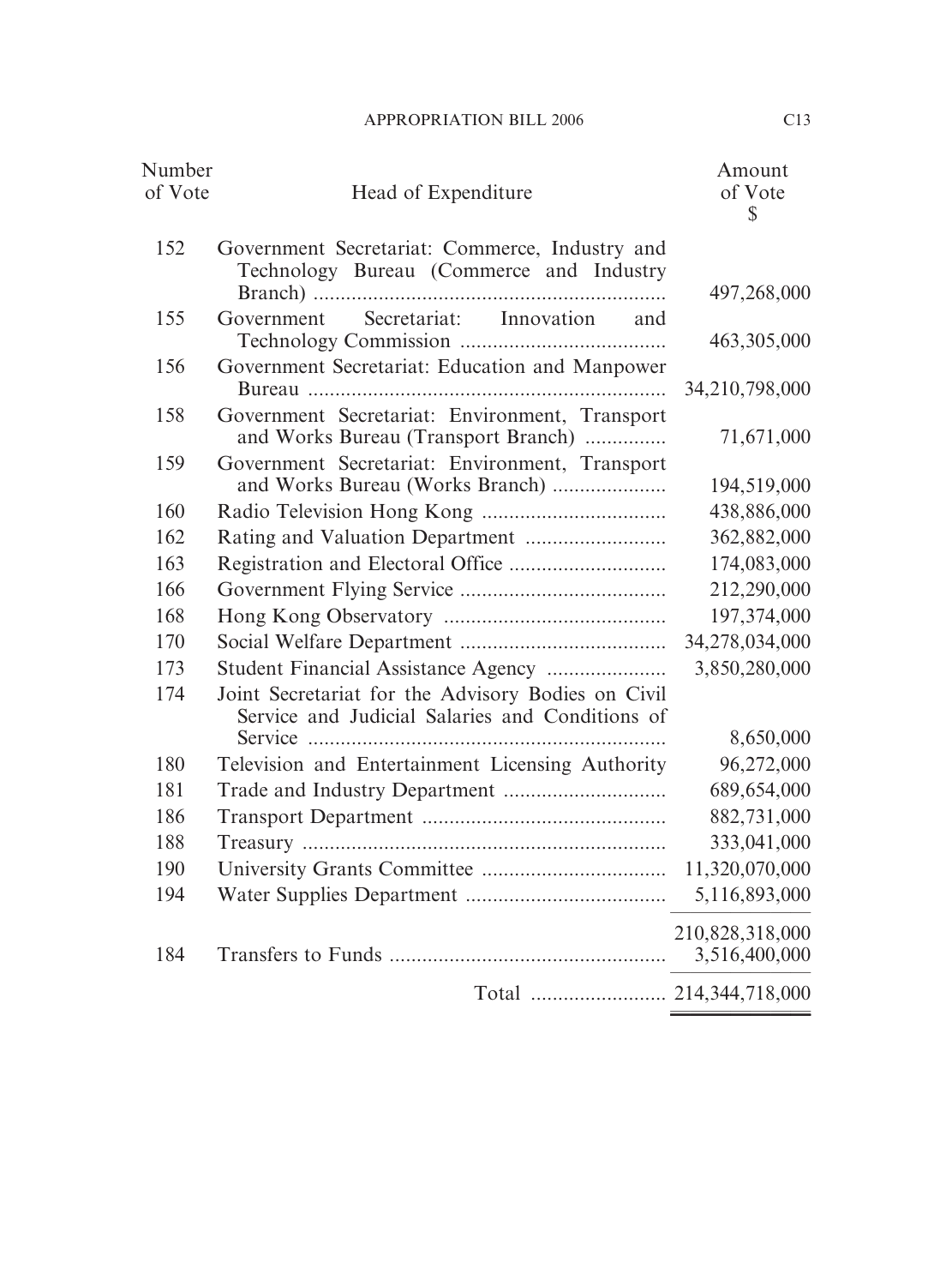| Number of Vote | Head of Expenditure | Amount of Vote $ |
|---|---|---|
| 152 | Government Secretariat: Commerce, Industry and Technology Bureau (Commerce and Industry Branch) | 497,268,000 |
| 155 | Government Secretariat: Innovation and Technology Commission | 463,305,000 |
| 156 | Government Secretariat: Education and Manpower Bureau | 34,210,798,000 |
| 158 | Government Secretariat: Environment, Transport and Works Bureau (Transport Branch) | 71,671,000 |
| 159 | Government Secretariat: Environment, Transport and Works Bureau (Works Branch) | 194,519,000 |
| 160 | Radio Television Hong Kong | 438,886,000 |
| 162 | Rating and Valuation Department | 362,882,000 |
| 163 | Registration and Electoral Office | 174,083,000 |
| 166 | Government Flying Service | 212,290,000 |
| 168 | Hong Kong Observatory | 197,374,000 |
| 170 | Social Welfare Department | 34,278,034,000 |
| 173 | Student Financial Assistance Agency | 3,850,280,000 |
| 174 | Joint Secretariat for the Advisory Bodies on Civil Service and Judicial Salaries and Conditions of Service | 8,650,000 |
| 180 | Television and Entertainment Licensing Authority | 96,272,000 |
| 181 | Trade and Industry Department | 689,654,000 |
| 186 | Transport Department | 882,731,000 |
| 188 | Treasury | 333,041,000 |
| 190 | University Grants Committee | 11,320,070,000 |
| 194 | Water Supplies Department | 5,116,893,000 |
| | | 210,828,318,000 |
| 184 | Transfers to Funds | 3,516,400,000 |
| | Total | 214,344,718,000 |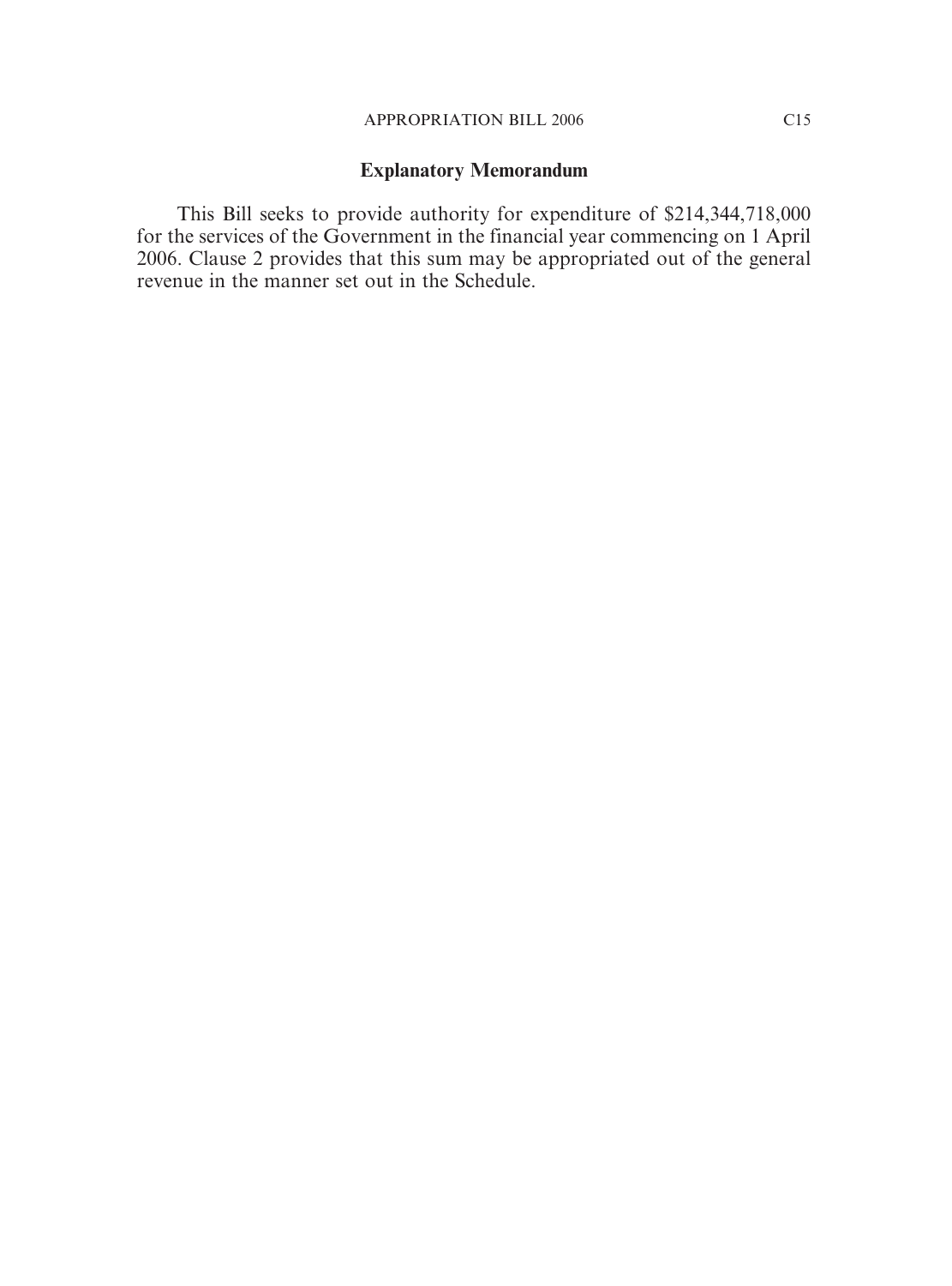## Explanatory Memorandum

This Bill seeks to provide authority for expenditure of $214,344,718,000 for the services of the Government in the financial year commencing on 1 April 2006. Clause 2 provides that this sum may be appropriated out of the general revenue in the manner set out in the Schedule.